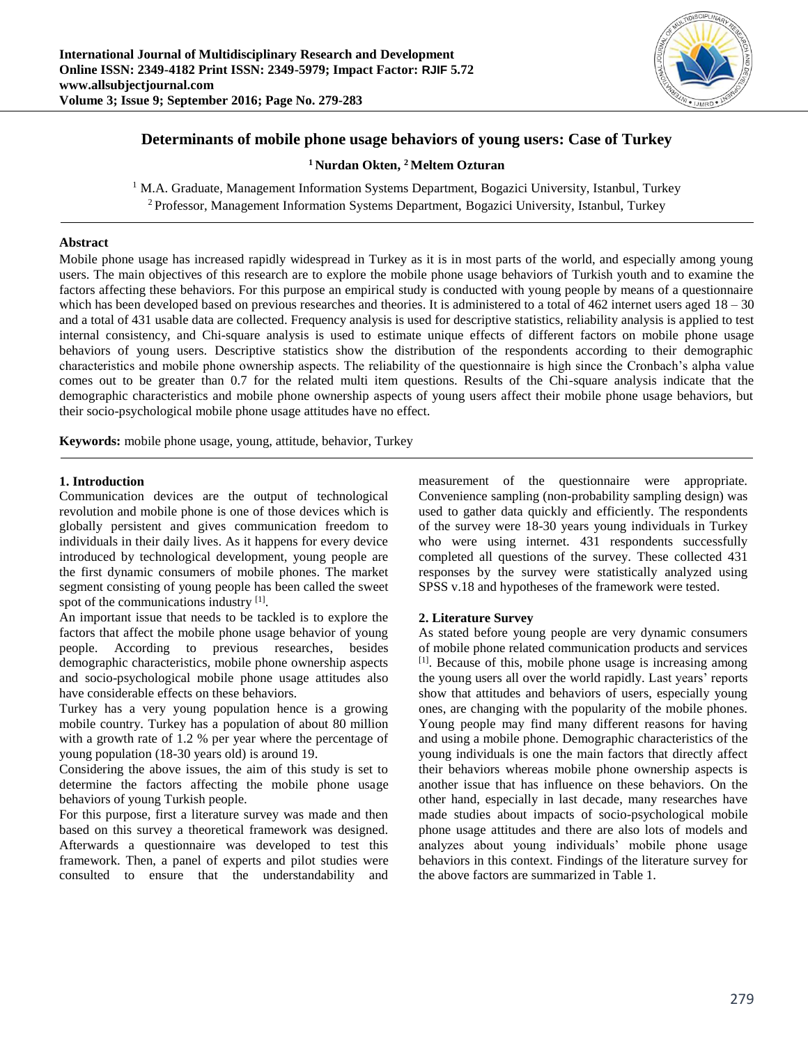# Determinants of mobile phone usage behaviors of young users: Case of Turkey

**[1] Nurdan Okten, [2] Meltem Ozturan**

[1] M.A. Graduate, Management Information Systems Department, Bogazici University, Istanbul, Turkey
[2] Professor, Management Information Systems Department, Bogazici University, Istanbul, Turkey

### Abstract

Mobile phone usage has increased rapidly widespread in Turkey as it is in most parts of the world, and especially among young users. The main objectives of this research are to explore the mobile phone usage behaviors of Turkish youth and to examine the factors affecting these behaviors. For this purpose an empirical study is conducted with young people by means of a questionnaire which has been developed based on previous researches and theories. It is administered to a total of 462 internet users aged 18 – 30 and a total of 431 usable data are collected. Frequency analysis is used for descriptive statistics, reliability analysis is applied to test internal consistency, and Chi-square analysis is used to estimate unique effects of different factors on mobile phone usage behaviors of young users. Descriptive statistics show the distribution of the respondents according to their demographic characteristics and mobile phone ownership aspects. The reliability of the questionnaire is high since the Cronbach's alpha value comes out to be greater than 0.7 for the related multi item questions. Results of the Chi-square analysis indicate that the demographic characteristics and mobile phone ownership aspects of young users affect their mobile phone usage behaviors, but their socio-psychological mobile phone usage attitudes have no effect.

**Keywords:** mobile phone usage, young, attitude, behavior, Turkey

## 1. Introduction

Communication devices are the output of technological revolution and mobile phone is one of those devices which is globally persistent and gives communication freedom to individuals in their daily lives. As it happens for every device introduced by technological development, young people are the first dynamic consumers of mobile phones. The market segment consisting of young people has been called the sweet spot of the communications industry [1].

An important issue that needs to be tackled is to explore the factors that affect the mobile phone usage behavior of young people. According to previous researches, besides demographic characteristics, mobile phone ownership aspects and socio-psychological mobile phone usage attitudes also have considerable effects on these behaviors.

Turkey has a very young population hence is a growing mobile country. Turkey has a population of about 80 million with a growth rate of 1.2 % per year where the percentage of young population (18-30 years old) is around 19.

Considering the above issues, the aim of this study is set to determine the factors affecting the mobile phone usage behaviors of young Turkish people.

For this purpose, first a literature survey was made and then based on this survey a theoretical framework was designed. Afterwards a questionnaire was developed to test this framework. Then, a panel of experts and pilot studies were consulted to ensure that the understandability and measurement of the questionnaire were appropriate. Convenience sampling (non-probability sampling design) was used to gather data quickly and efficiently. The respondents of the survey were 18-30 years young individuals in Turkey who were using internet. 431 respondents successfully completed all questions of the survey. These collected 431 responses by the survey were statistically analyzed using SPSS v.18 and hypotheses of the framework were tested.

## 2. Literature Survey

As stated before young people are very dynamic consumers of mobile phone related communication products and services [1]. Because of this, mobile phone usage is increasing among the young users all over the world rapidly. Last years' reports show that attitudes and behaviors of users, especially young ones, are changing with the popularity of the mobile phones. Young people may find many different reasons for having and using a mobile phone. Demographic characteristics of the young individuals is one the main factors that directly affect their behaviors whereas mobile phone ownership aspects is another issue that has influence on these behaviors. On the other hand, especially in last decade, many researches have made studies about impacts of socio-psychological mobile phone usage attitudes and there are also lots of models and analyzes about young individuals' mobile phone usage behaviors in this context. Findings of the literature survey for the above factors are summarized in Table 1.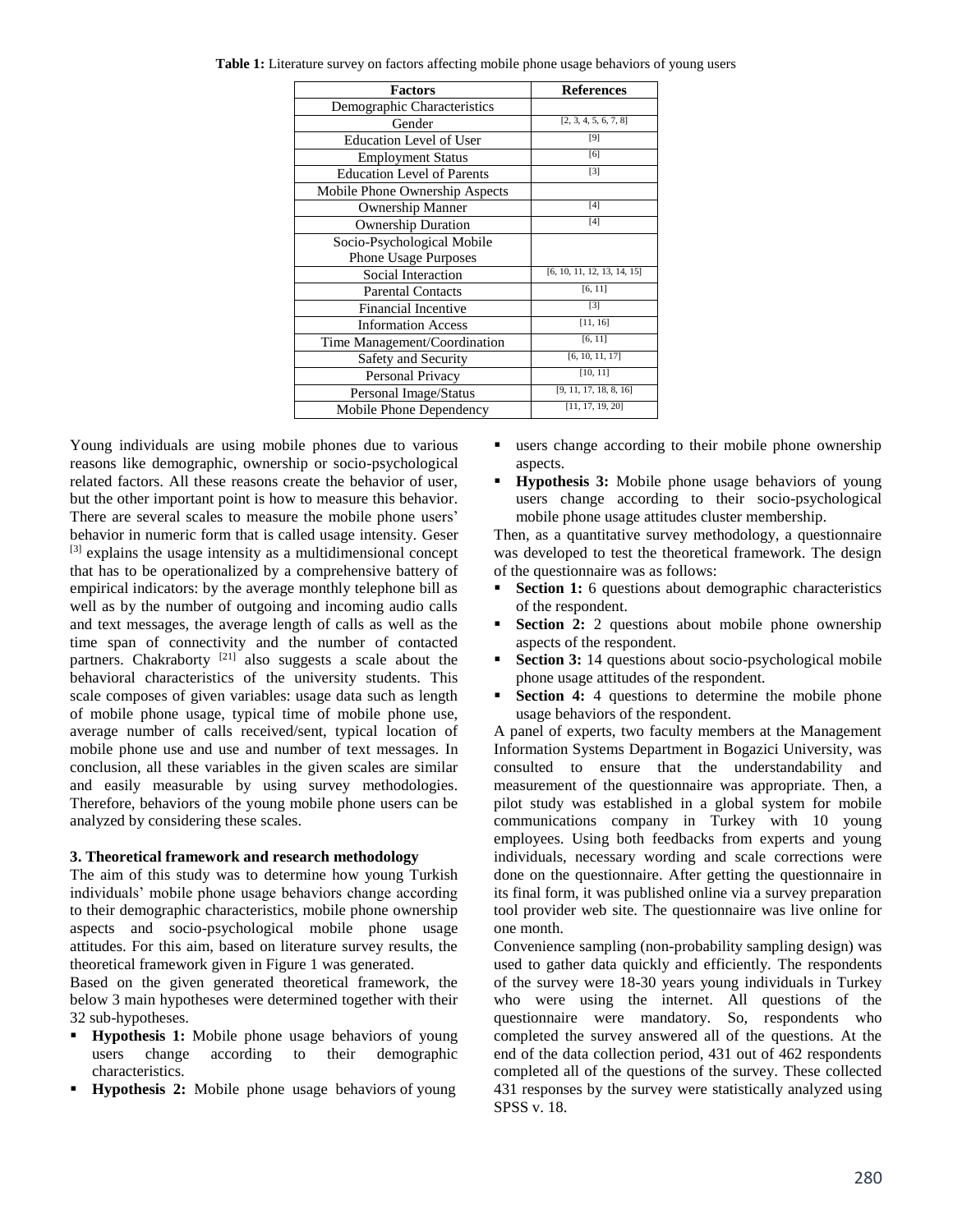**Table 1:** Literature survey on factors affecting mobile phone usage behaviors of young users

| Factors | References |
|---|---|
| Demographic Characteristics | |
| Gender | [2, 3, 4, 5, 6, 7, 8] |
| Education Level of User | [9] |
| Employment Status | [6] |
| Education Level of Parents | [3] |
| Mobile Phone Ownership Aspects | |
| Ownership Manner | [4] |
| Ownership Duration | [4] |
| Socio-Psychological Mobile Phone Usage Purposes | |
| Social Interaction | [6, 10, 11, 12, 13, 14, 15] |
| Parental Contacts | [6, 11] |
| Financial Incentive | [3] |
| Information Access | [11, 16] |
| Time Management/Coordination | [6, 11] |
| Safety and Security | [6, 10, 11, 17] |
| Personal Privacy | [10, 11] |
| Personal Image/Status | [9, 11, 17, 18, 8, 16] |
| Mobile Phone Dependency | [11, 17, 19, 20] |

Young individuals are using mobile phones due to various reasons like demographic, ownership or socio-psychological related factors. All these reasons create the behavior of user, but the other important point is how to measure this behavior. There are several scales to measure the mobile phone users' behavior in numeric form that is called usage intensity. Geser [3] explains the usage intensity as a multidimensional concept that has to be operationalized by a comprehensive battery of empirical indicators: by the average monthly telephone bill as well as by the number of outgoing and incoming audio calls and text messages, the average length of calls as well as the time span of connectivity and the number of contacted partners. Chakraborty [21] also suggests a scale about the behavioral characteristics of the university students. This scale composes of given variables: usage data such as length of mobile phone usage, typical time of mobile phone use, average number of calls received/sent, typical location of mobile phone use and use and number of text messages. In conclusion, all these variables in the given scales are similar and easily measurable by using survey methodologies. Therefore, behaviors of the young mobile phone users can be analyzed by considering these scales.

### 3. Theoretical framework and research methodology

The aim of this study was to determine how young Turkish individuals' mobile phone usage behaviors change according to their demographic characteristics, mobile phone ownership aspects and socio-psychological mobile phone usage attitudes. For this aim, based on literature survey results, the theoretical framework given in Figure 1 was generated.

Based on the given generated theoretical framework, the below 3 main hypotheses were determined together with their 32 sub-hypotheses.

- **Hypothesis 1:** Mobile phone usage behaviors of young users change according to their demographic characteristics.
- **Hypothesis 2:** Mobile phone usage behaviors of young users change according to their mobile phone ownership aspects.
- **Hypothesis 3:** Mobile phone usage behaviors of young users change according to their socio-psychological mobile phone usage attitudes cluster membership.

Then, as a quantitative survey methodology, a questionnaire was developed to test the theoretical framework. The design of the questionnaire was as follows:

- **Section 1:** 6 questions about demographic characteristics of the respondent.
- **Section 2:** 2 questions about mobile phone ownership aspects of the respondent.
- **Section 3:** 14 questions about socio-psychological mobile phone usage attitudes of the respondent.
- **Section 4:** 4 questions to determine the mobile phone usage behaviors of the respondent.

A panel of experts, two faculty members at the Management Information Systems Department in Bogazici University, was consulted to ensure that the understandability and measurement of the questionnaire was appropriate. Then, a pilot study was established in a global system for mobile communications company in Turkey with 10 young employees. Using both feedbacks from experts and young individuals, necessary wording and scale corrections were done on the questionnaire. After getting the questionnaire in its final form, it was published online via a survey preparation tool provider web site. The questionnaire was live online for one month.

Convenience sampling (non-probability sampling design) was used to gather data quickly and efficiently. The respondents of the survey were 18-30 years young individuals in Turkey who were using the internet. All questions of the questionnaire were mandatory. So, respondents who completed the survey answered all of the questions. At the end of the data collection period, 431 out of 462 respondents completed all of the questions of the survey. These collected 431 responses by the survey were statistically analyzed using SPSS v. 18.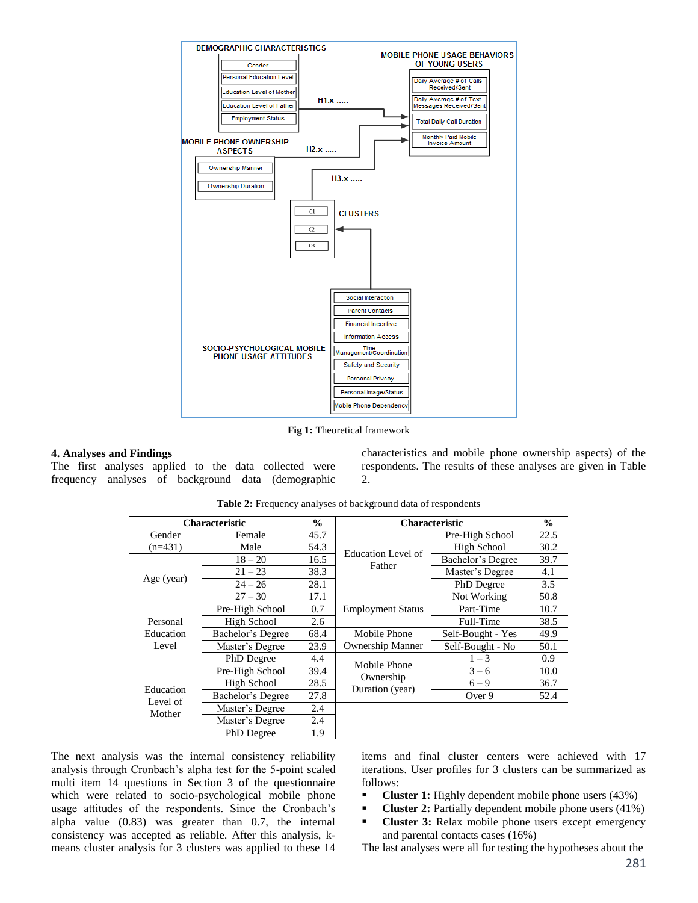DEMOGRAPHIC CHARACTERISTICS

- Gender
- Personal Education Level
- Education Level of Mother
- Education Level of Father
- Employment Status

MOBILE PHONE USAGE BEHAVIORS OF YOUNG USERS

- Daily Average # of Calls Received/Sent
- Daily Average # of Text Messages Received/Sent
- Total Daily Call Duration
- Monthly Paid Mobile Invoice Amount

H1.x .....

MOBILE PHONE OWNERSHIP ASPECTS

- Ownership Manner
- Ownership Duration

H2.x .....

H3.x .....

CLUSTERS

- C1
- C2
- C3

SOCIO-PSYCHOLOGICAL MOBILE PHONE USAGE ATTITUDES

- Social Interaction
- Parent Contacts
- Financial Incentive
- Information Access
- Time Management/Coordination
- Safety and Security
- Personal Privacy
- Personal Image/Status
- Mobile Phone Dependency

**Fig 1:** Theoretical framework

## 4. Analyses and Findings

The first analyses applied to the data collected were frequency analyses of background data (demographic characteristics and mobile phone ownership aspects) of the respondents. The results of these analyses are given in Table 2.

**Table 2:** Frequency analyses of background data of respondents

| Characteristic | | % | Characteristic | | % |
|---|---|---|---|---|---|
| Gender (n=431) | Female | 45.7 | Education Level of Father | Pre-High School | 22.5 |
| | Male | 54.3 | | High School | 30.2 |
| Age (year) | 18 – 20 | 16.5 | | Bachelor's Degree | 39.7 |
| | 21 – 23 | 38.3 | | Master's Degree | 4.1 |
| | 24 – 26 | 28.1 | | PhD Degree | 3.5 |
| | 27 – 30 | 17.1 | Employment Status | Not Working | 50.8 |
| Personal Education Level | Pre-High School | 0.7 | | Part-Time | 10.7 |
| | High School | 2.6 | | Full-Time | 38.5 |
| | Bachelor's Degree | 68.4 | Mobile Phone Ownership Manner | Self-Bought - Yes | 49.9 |
| | Master's Degree | 23.9 | | Self-Bought - No | 50.1 |
| | PhD Degree | 4.4 | Mobile Phone Ownership Duration (year) | 1 – 3 | 0.9 |
| Education Level of Mother | Pre-High School | 39.4 | | 3 – 6 | 10.0 |
| | High School | 28.5 | | 6 – 9 | 36.7 |
| | Bachelor's Degree | 27.8 | | Over 9 | 52.4 |
| | Master's Degree | 2.4 | | | |
| | Master's Degree | 2.4 | | | |
| | PhD Degree | 1.9 | | | |

The next analysis was the internal consistency reliability analysis through Cronbach's alpha test for the 5-point scaled multi item 14 questions in Section 3 of the questionnaire which were related to socio-psychological mobile phone usage attitudes of the respondents. Since the Cronbach's alpha value (0.83) was greater than 0.7, the internal consistency was accepted as reliable. After this analysis, k-means cluster analysis for 3 clusters was applied to these 14 items and final cluster centers were achieved with 17 iterations. User profiles for 3 clusters can be summarized as follows:

- **Cluster 1:** Highly dependent mobile phone users (43%)
- **Cluster 2:** Partially dependent mobile phone users (41%)
- **Cluster 3:** Relax mobile phone users except emergency and parental contacts cases (16%)

The last analyses were all for testing the hypotheses about the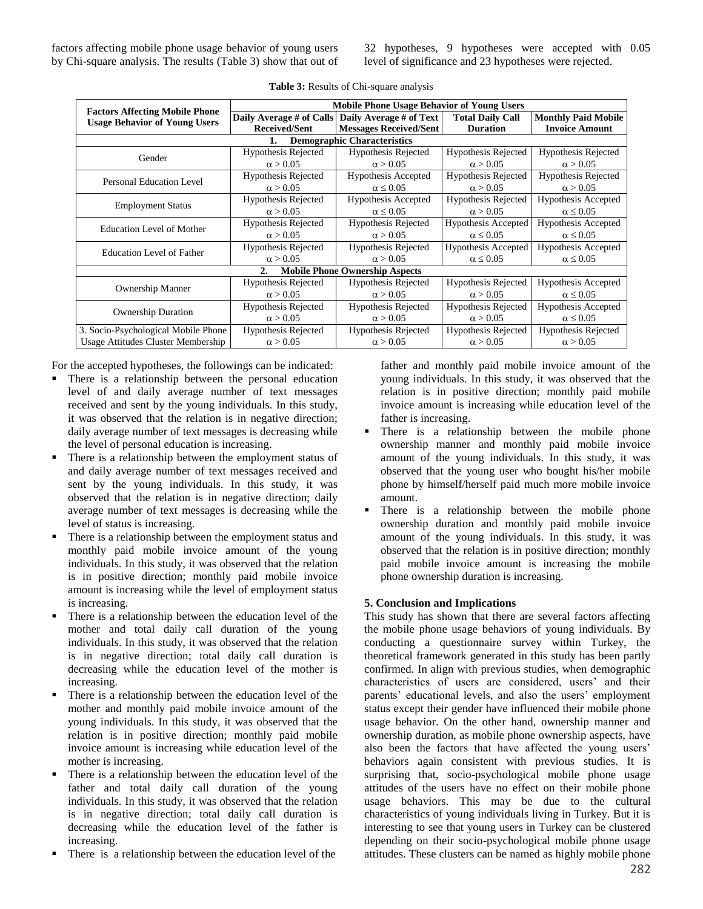factors affecting mobile phone usage behavior of young users by Chi-square analysis. The results (Table 3) show that out of 32 hypotheses, 9 hypotheses were accepted with 0.05 level of significance and 23 hypotheses were rejected.

**Table 3:** Results of Chi-square analysis

| Factors Affecting Mobile Phone Usage Behavior of Young Users | Mobile Phone Usage Behavior of Young Users | | | |
|---|---|---|---|---|
| | Daily Average # of Calls Received/Sent | Daily Average # of Text Messages Received/Sent | Total Daily Call Duration | Monthly Paid Mobile Invoice Amount |
| **1. Demographic Characteristics** | | | | |
| Gender | Hypothesis Rejected $\alpha > 0.05$ | Hypothesis Rejected $\alpha > 0.05$ | Hypothesis Rejected $\alpha > 0.05$ | Hypothesis Rejected $\alpha > 0.05$ |
| Personal Education Level | Hypothesis Rejected $\alpha > 0.05$ | Hypothesis Accepted $\alpha \leq 0.05$ | Hypothesis Rejected $\alpha > 0.05$ | Hypothesis Rejected $\alpha > 0.05$ |
| Employment Status | Hypothesis Rejected $\alpha > 0.05$ | Hypothesis Accepted $\alpha \leq 0.05$ | Hypothesis Rejected $\alpha > 0.05$ | Hypothesis Accepted $\alpha \leq 0.05$ |
| Education Level of Mother | Hypothesis Rejected $\alpha > 0.05$ | Hypothesis Rejected $\alpha > 0.05$ | Hypothesis Accepted $\alpha \leq 0.05$ | Hypothesis Accepted $\alpha \leq 0.05$ |
| Education Level of Father | Hypothesis Rejected $\alpha > 0.05$ | Hypothesis Rejected $\alpha > 0.05$ | Hypothesis Accepted $\alpha \leq 0.05$ | Hypothesis Accepted $\alpha \leq 0.05$ |
| **2. Mobile Phone Ownership Aspects** | | | | |
| Ownership Manner | Hypothesis Rejected $\alpha > 0.05$ | Hypothesis Rejected $\alpha > 0.05$ | Hypothesis Rejected $\alpha > 0.05$ | Hypothesis Accepted $\alpha \leq 0.05$ |
| Ownership Duration | Hypothesis Rejected $\alpha > 0.05$ | Hypothesis Rejected $\alpha > 0.05$ | Hypothesis Rejected $\alpha > 0.05$ | Hypothesis Accepted $\alpha \leq 0.05$ |
| 3. Socio-Psychological Mobile Phone Usage Attitudes Cluster Membership | Hypothesis Rejected $\alpha > 0.05$ | Hypothesis Rejected $\alpha > 0.05$ | Hypothesis Rejected $\alpha > 0.05$ | Hypothesis Rejected $\alpha > 0.05$ |

For the accepted hypotheses, the followings can be indicated:

- There is a relationship between the personal education level of and daily average number of text messages received and sent by the young individuals. In this study, it was observed that the relation is in negative direction; daily average number of text messages is decreasing while the level of personal education is increasing.
- There is a relationship between the employment status of and daily average number of text messages received and sent by the young individuals. In this study, it was observed that the relation is in negative direction; daily average number of text messages is decreasing while the level of status is increasing.
- There is a relationship between the employment status and monthly paid mobile invoice amount of the young individuals. In this study, it was observed that the relation is in positive direction; monthly paid mobile invoice amount is increasing while the level of employment status is increasing.
- There is a relationship between the education level of the mother and total daily call duration of the young individuals. In this study, it was observed that the relation is in negative direction; total daily call duration is decreasing while the education level of the mother is increasing.
- There is a relationship between the education level of the mother and monthly paid mobile invoice amount of the young individuals. In this study, it was observed that the relation is in positive direction; monthly paid mobile invoice amount is increasing while education level of the mother is increasing.
- There is a relationship between the education level of the father and total daily call duration of the young individuals. In this study, it was observed that the relation is in negative direction; total daily call duration is decreasing while the education level of the father is increasing.
- There is a relationship between the education level of the father and monthly paid mobile invoice amount of the young individuals. In this study, it was observed that the relation is in positive direction; monthly paid mobile invoice amount is increasing while education level of the father is increasing.
- There is a relationship between the mobile phone ownership manner and monthly paid mobile invoice amount of the young individuals. In this study, it was observed that the young user who bought his/her mobile phone by himself/herself paid much more mobile invoice amount.
- There is a relationship between the mobile phone ownership duration and monthly paid mobile invoice amount of the young individuals. In this study, it was observed that the relation is in positive direction; monthly paid mobile invoice amount is increasing the mobile phone ownership duration is increasing.

## 5. Conclusion and Implications

This study has shown that there are several factors affecting the mobile phone usage behaviors of young individuals. By conducting a questionnaire survey within Turkey, the theoretical framework generated in this study has been partly confirmed. In align with previous studies, when demographic characteristics of users are considered, users' and their parents' educational levels, and also the users' employment status except their gender have influenced their mobile phone usage behavior. On the other hand, ownership manner and ownership duration, as mobile phone ownership aspects, have also been the factors that have affected the young users' behaviors again consistent with previous studies. It is surprising that, socio-psychological mobile phone usage attitudes of the users have no effect on their mobile phone usage behaviors. This may be due to the cultural characteristics of young individuals living in Turkey. But it is interesting to see that young users in Turkey can be clustered depending on their socio-psychological mobile phone usage attitudes. These clusters can be named as highly mobile phone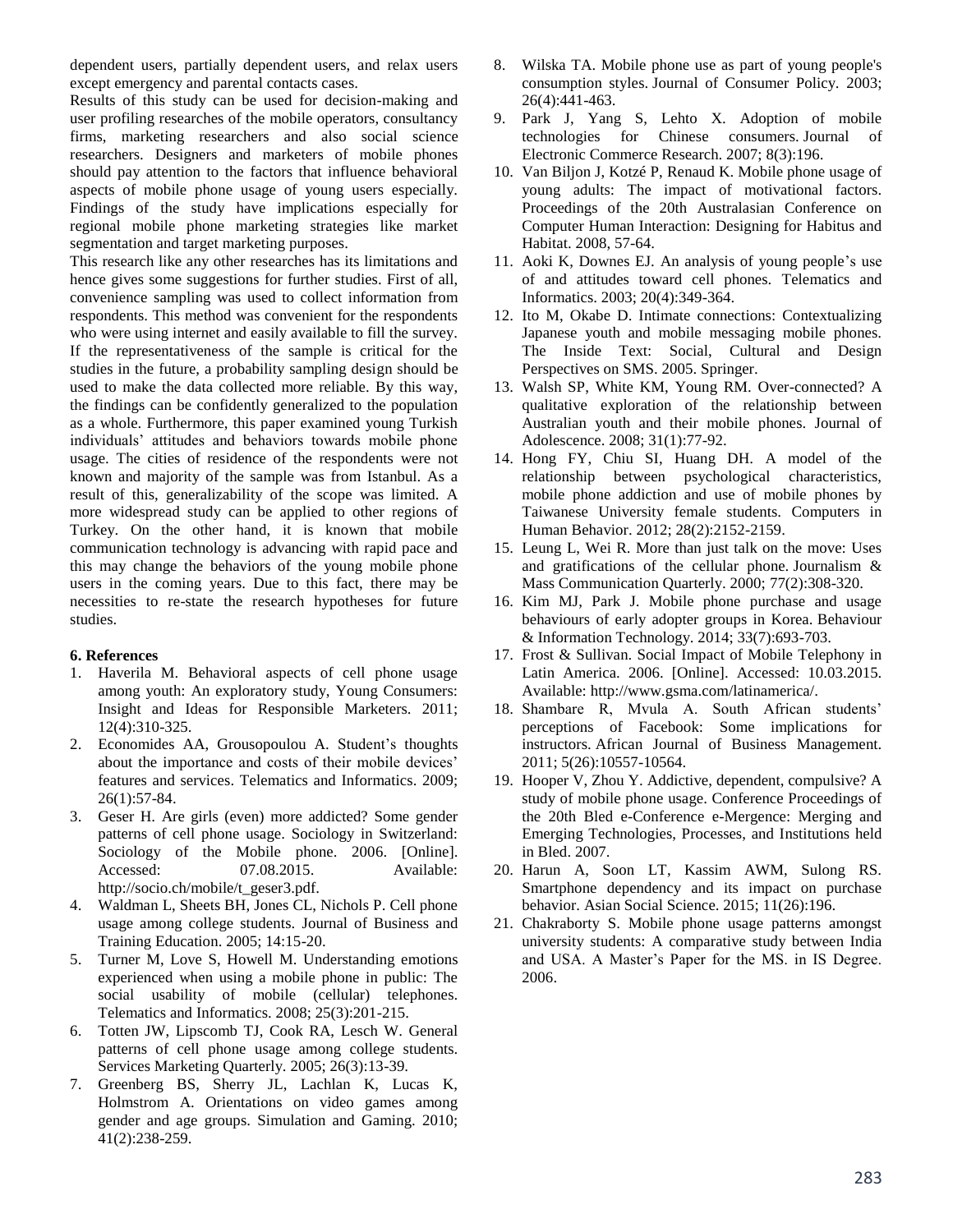dependent users, partially dependent users, and relax users except emergency and parental contacts cases.

Results of this study can be used for decision-making and user profiling researches of the mobile operators, consultancy firms, marketing researchers and also social science researchers. Designers and marketers of mobile phones should pay attention to the factors that influence behavioral aspects of mobile phone usage of young users especially. Findings of the study have implications especially for regional mobile phone marketing strategies like market segmentation and target marketing purposes.

This research like any other researches has its limitations and hence gives some suggestions for further studies. First of all, convenience sampling was used to collect information from respondents. This method was convenient for the respondents who were using internet and easily available to fill the survey. If the representativeness of the sample is critical for the studies in the future, a probability sampling design should be used to make the data collected more reliable. By this way, the findings can be confidently generalized to the population as a whole. Furthermore, this paper examined young Turkish individuals' attitudes and behaviors towards mobile phone usage. The cities of residence of the respondents were not known and majority of the sample was from Istanbul. As a result of this, generalizability of the scope was limited. A more widespread study can be applied to other regions of Turkey. On the other hand, it is known that mobile communication technology is advancing with rapid pace and this may change the behaviors of the young mobile phone users in the coming years. Due to this fact, there may be necessities to re-state the research hypotheses for future studies.

**6. References**

1. Haverila M. Behavioral aspects of cell phone usage among youth: An exploratory study, Young Consumers: Insight and Ideas for Responsible Marketers. 2011; 12(4):310-325.
2. Economides AA, Grousopoulou A. Student's thoughts about the importance and costs of their mobile devices' features and services. Telematics and Informatics. 2009; 26(1):57-84.
3. Geser H. Are girls (even) more addicted? Some gender patterns of cell phone usage. Sociology in Switzerland: Sociology of the Mobile phone. 2006. [Online]. Accessed: 07.08.2015. Available: http://socio.ch/mobile/t_geser3.pdf.
4. Waldman L, Sheets BH, Jones CL, Nichols P. Cell phone usage among college students. Journal of Business and Training Education. 2005; 14:15-20.
5. Turner M, Love S, Howell M. Understanding emotions experienced when using a mobile phone in public: The social usability of mobile (cellular) telephones. Telematics and Informatics. 2008; 25(3):201-215.
6. Totten JW, Lipscomb TJ, Cook RA, Lesch W. General patterns of cell phone usage among college students. Services Marketing Quarterly. 2005; 26(3):13-39.
7. Greenberg BS, Sherry JL, Lachlan K, Lucas K, Holmstrom A. Orientations on video games among gender and age groups. Simulation and Gaming. 2010; 41(2):238-259.
8. Wilska TA. Mobile phone use as part of young people's consumption styles. Journal of Consumer Policy. 2003; 26(4):441-463.
9. Park J, Yang S, Lehto X. Adoption of mobile technologies for Chinese consumers. Journal of Electronic Commerce Research. 2007; 8(3):196.
10. Van Biljon J, Kotzé P, Renaud K. Mobile phone usage of young adults: The impact of motivational factors. Proceedings of the 20th Australasian Conference on Computer Human Interaction: Designing for Habitus and Habitat. 2008, 57-64.
11. Aoki K, Downes EJ. An analysis of young people's use of and attitudes toward cell phones. Telematics and Informatics. 2003; 20(4):349-364.
12. Ito M, Okabe D. Intimate connections: Contextualizing Japanese youth and mobile messaging mobile phones. The Inside Text: Social, Cultural and Design Perspectives on SMS. 2005. Springer.
13. Walsh SP, White KM, Young RM. Over-connected? A qualitative exploration of the relationship between Australian youth and their mobile phones. Journal of Adolescence. 2008; 31(1):77-92.
14. Hong FY, Chiu SI, Huang DH. A model of the relationship between psychological characteristics, mobile phone addiction and use of mobile phones by Taiwanese University female students. Computers in Human Behavior. 2012; 28(2):2152-2159.
15. Leung L, Wei R. More than just talk on the move: Uses and gratifications of the cellular phone. Journalism & Mass Communication Quarterly. 2000; 77(2):308-320.
16. Kim MJ, Park J. Mobile phone purchase and usage behaviours of early adopter groups in Korea. Behaviour & Information Technology. 2014; 33(7):693-703.
17. Frost & Sullivan. Social Impact of Mobile Telephony in Latin America. 2006. [Online]. Accessed: 10.03.2015. Available: http://www.gsma.com/latinamerica/.
18. Shambare R, Mvula A. South African students' perceptions of Facebook: Some implications for instructors. African Journal of Business Management. 2011; 5(26):10557-10564.
19. Hooper V, Zhou Y. Addictive, dependent, compulsive? A study of mobile phone usage. Conference Proceedings of the 20th Bled e-Conference e-Mergence: Merging and Emerging Technologies, Processes, and Institutions held in Bled. 2007.
20. Harun A, Soon LT, Kassim AWM, Sulong RS. Smartphone dependency and its impact on purchase behavior. Asian Social Science. 2015; 11(26):196.
21. Chakraborty S. Mobile phone usage patterns amongst university students: A comparative study between India and USA. A Master's Paper for the MS. in IS Degree. 2006.